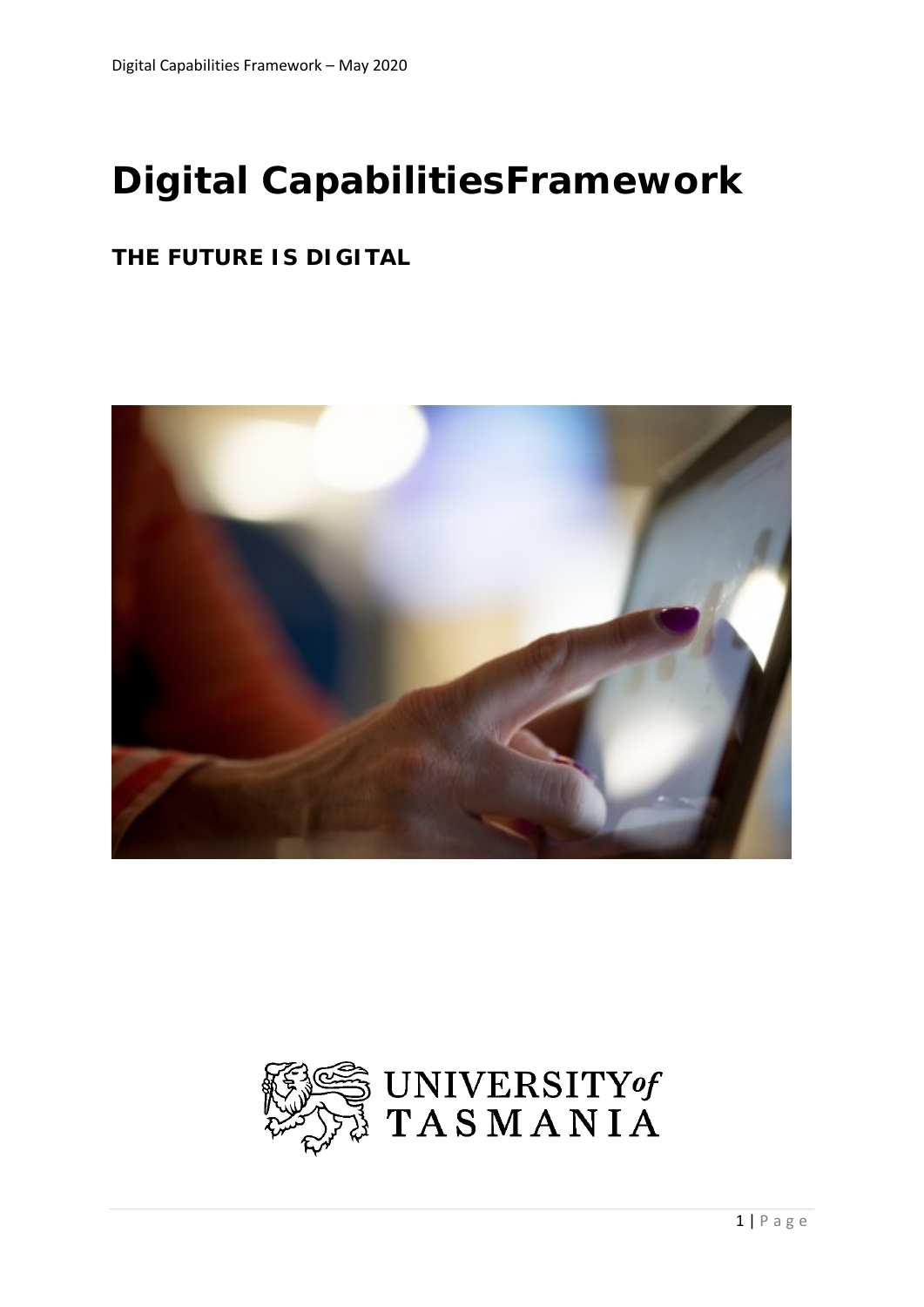# Digital CapabilitiesFramework

## THE FUTURE IS DIGITAL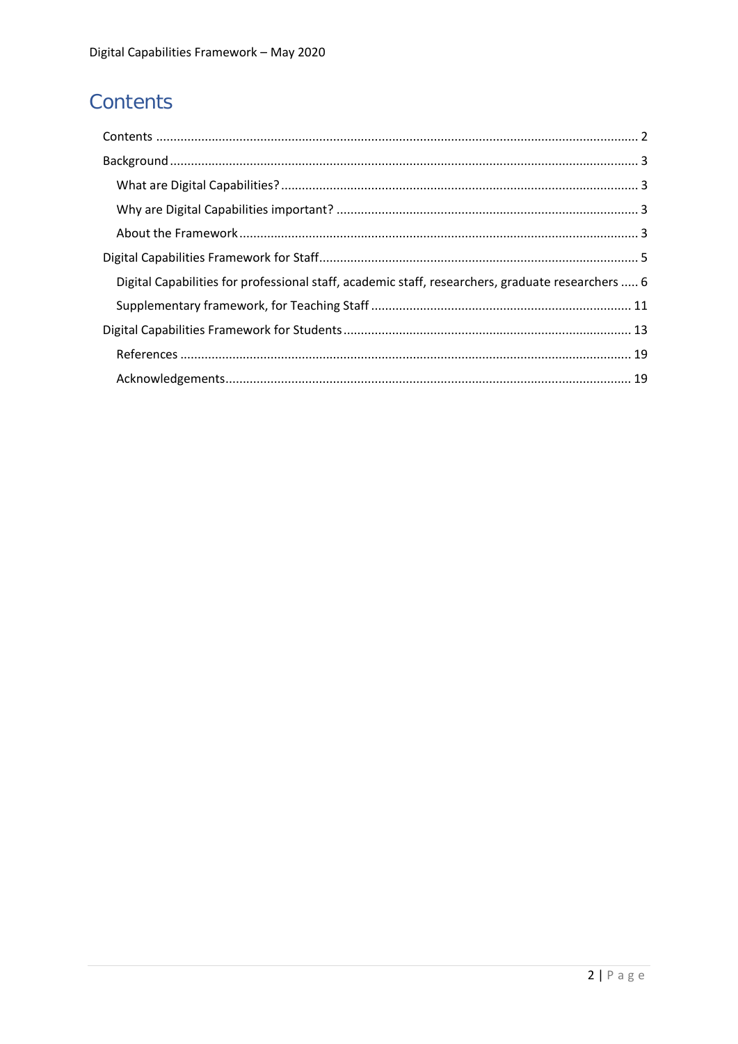# Contents

- Contents ........................................................................ 2
- Background ........................................................................ 3
  - What are Digital Capabilities? ........................................................................ 3
  - Why are Digital Capabilities important? ........................................................................ 3
  - About the Framework ........................................................................ 3
- Digital Capabilities Framework for Staff ........................................................................ 5
  - Digital Capabilities for professional staff, academic staff, researchers, graduate researchers ..... 6
  - Supplementary framework, for Teaching Staff ........................................................................ 11
- Digital Capabilities Framework for Students ........................................................................ 13
  - References ........................................................................ 19
  - Acknowledgements ........................................................................ 19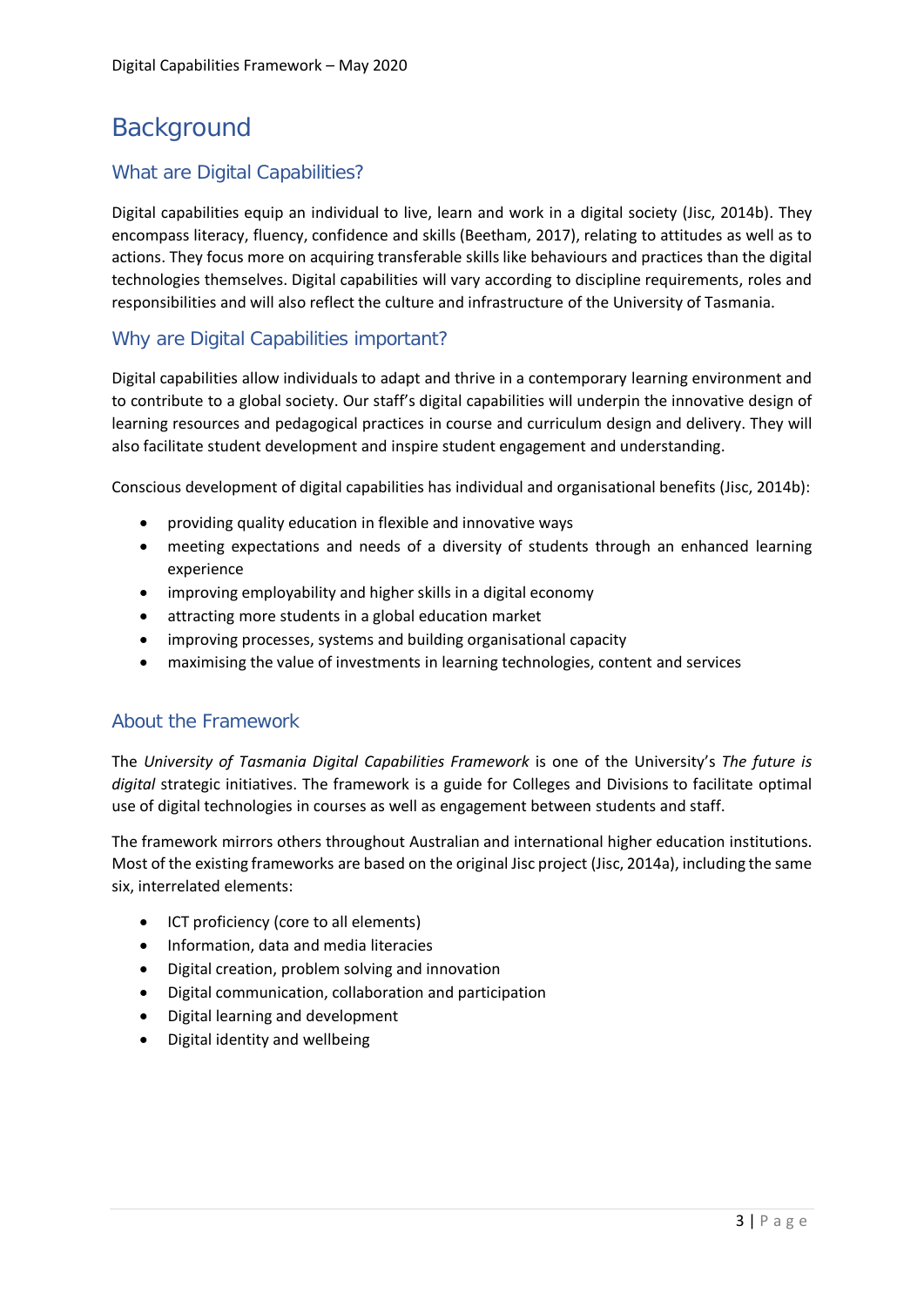# Background

## What are Digital Capabilities?

Digital capabilities equip an individual to live, learn and work in a digital society (Jisc, 2014b). They encompass literacy, fluency, confidence and skills (Beetham, 2017), relating to attitudes as well as to actions. They focus more on acquiring transferable skills like behaviours and practices than the digital technologies themselves. Digital capabilities will vary according to discipline requirements, roles and responsibilities and will also reflect the culture and infrastructure of the University of Tasmania.

## Why are Digital Capabilities important?

Digital capabilities allow individuals to adapt and thrive in a contemporary learning environment and to contribute to a global society. Our staff's digital capabilities will underpin the innovative design of learning resources and pedagogical practices in course and curriculum design and delivery. They will also facilitate student development and inspire student engagement and understanding.

Conscious development of digital capabilities has individual and organisational benefits (Jisc, 2014b):

- providing quality education in flexible and innovative ways
- meeting expectations and needs of a diversity of students through an enhanced learning experience
- improving employability and higher skills in a digital economy
- attracting more students in a global education market
- improving processes, systems and building organisational capacity
- maximising the value of investments in learning technologies, content and services

## About the Framework

The *University of Tasmania Digital Capabilities Framework* is one of the University's *The future is digital* strategic initiatives. The framework is a guide for Colleges and Divisions to facilitate optimal use of digital technologies in courses as well as engagement between students and staff.

The framework mirrors others throughout Australian and international higher education institutions. Most of the existing frameworks are based on the original Jisc project (Jisc, 2014a), including the same six, interrelated elements:

- ICT proficiency (core to all elements)
- Information, data and media literacies
- Digital creation, problem solving and innovation
- Digital communication, collaboration and participation
- Digital learning and development
- Digital identity and wellbeing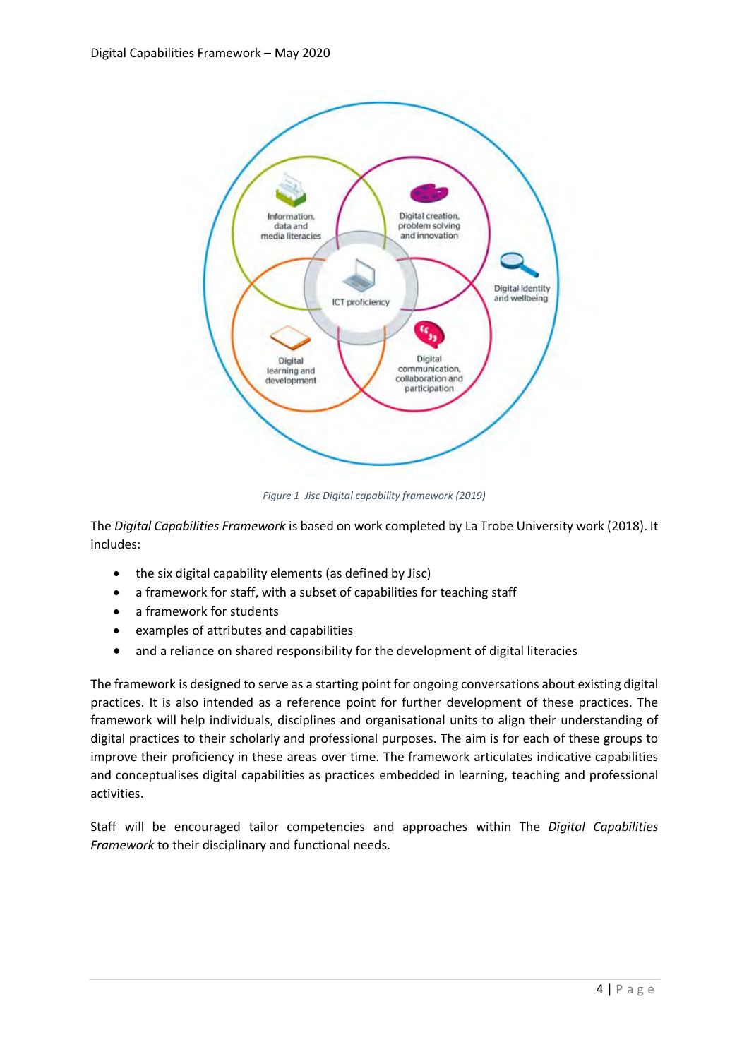*Figure 1 Jisc Digital capability framework (2019)*

The *Digital Capabilities Framework* is based on work completed by La Trobe University work (2018). It includes:

- the six digital capability elements (as defined by Jisc)
- a framework for staff, with a subset of capabilities for teaching staff
- a framework for students
- examples of attributes and capabilities
- and a reliance on shared responsibility for the development of digital literacies

The framework is designed to serve as a starting point for ongoing conversations about existing digital practices. It is also intended as a reference point for further development of these practices. The framework will help individuals, disciplines and organisational units to align their understanding of digital practices to their scholarly and professional purposes. The aim is for each of these groups to improve their proficiency in these areas over time. The framework articulates indicative capabilities and conceptualises digital capabilities as practices embedded in learning, teaching and professional activities.

Staff will be encouraged tailor competencies and approaches within The *Digital Capabilities Framework* to their disciplinary and functional needs.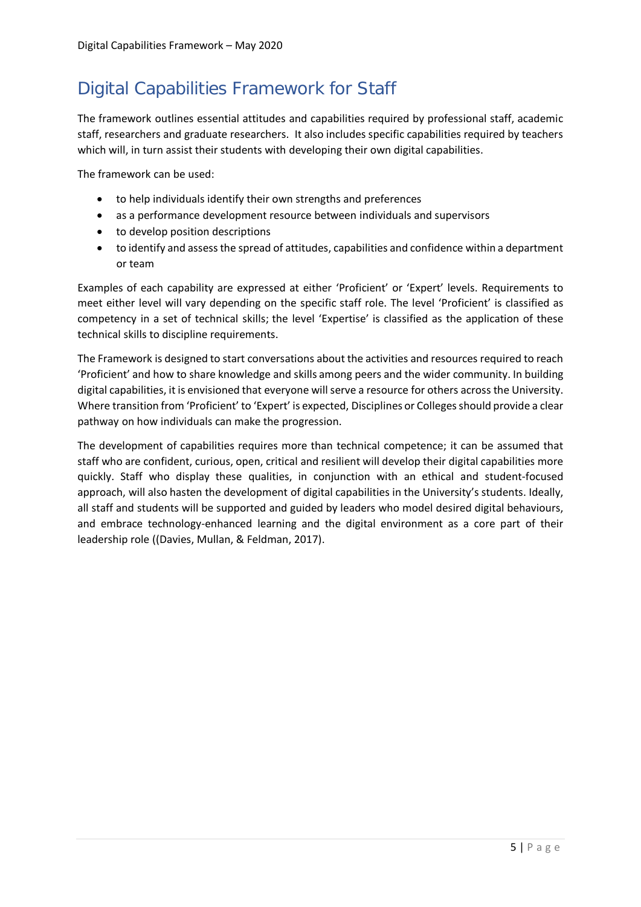# Digital Capabilities Framework for Staff

The framework outlines essential attitudes and capabilities required by professional staff, academic staff, researchers and graduate researchers. It also includes specific capabilities required by teachers which will, in turn assist their students with developing their own digital capabilities.

The framework can be used:

- to help individuals identify their own strengths and preferences
- as a performance development resource between individuals and supervisors
- to develop position descriptions
- to identify and assess the spread of attitudes, capabilities and confidence within a department or team

Examples of each capability are expressed at either 'Proficient' or 'Expert' levels. Requirements to meet either level will vary depending on the specific staff role. The level 'Proficient' is classified as competency in a set of technical skills; the level 'Expertise' is classified as the application of these technical skills to discipline requirements.

The Framework is designed to start conversations about the activities and resources required to reach 'Proficient' and how to share knowledge and skills among peers and the wider community. In building digital capabilities, it is envisioned that everyone will serve a resource for others across the University. Where transition from 'Proficient' to 'Expert' is expected, Disciplines or Colleges should provide a clear pathway on how individuals can make the progression.

The development of capabilities requires more than technical competence; it can be assumed that staff who are confident, curious, open, critical and resilient will develop their digital capabilities more quickly. Staff who display these qualities, in conjunction with an ethical and student-focused approach, will also hasten the development of digital capabilities in the University's students. Ideally, all staff and students will be supported and guided by leaders who model desired digital behaviours, and embrace technology-enhanced learning and the digital environment as a core part of their leadership role ((Davies, Mullan, & Feldman, 2017).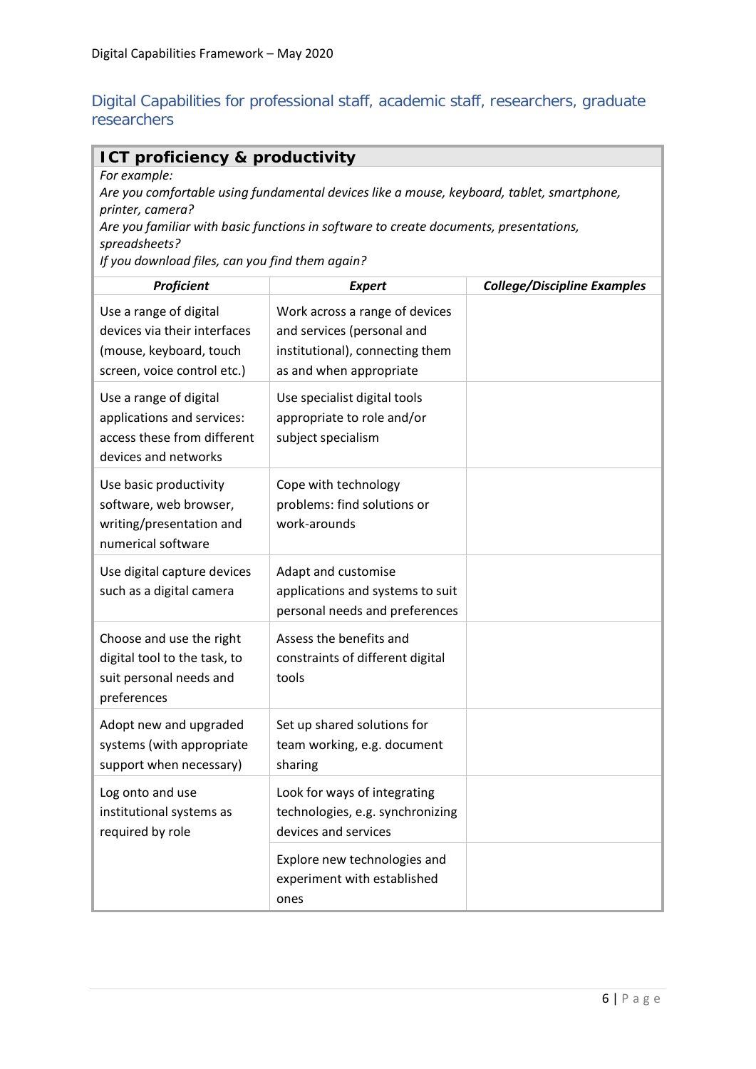## Digital Capabilities for professional staff, academic staff, researchers, graduate researchers

### ICT proficiency & productivity

*For example:*
*Are you comfortable using fundamental devices like a mouse, keyboard, tablet, smartphone, printer, camera?*
*Are you familiar with basic functions in software to create documents, presentations, spreadsheets?*
*If you download files, can you find them again?*

| ***Proficient*** | ***Expert*** | ***College/Discipline Examples*** |
|---|---|---|
| Use a range of digital devices via their interfaces (mouse, keyboard, touch screen, voice control etc.) | Work across a range of devices and services (personal and institutional), connecting them as and when appropriate | |
| Use a range of digital applications and services: access these from different devices and networks | Use specialist digital tools appropriate to role and/or subject specialism | |
| Use basic productivity software, web browser, writing/presentation and numerical software | Cope with technology problems: find solutions or work-arounds | |
| Use digital capture devices such as a digital camera | Adapt and customise applications and systems to suit personal needs and preferences | |
| Choose and use the right digital tool to the task, to suit personal needs and preferences | Assess the benefits and constraints of different digital tools | |
| Adopt new and upgraded systems (with appropriate support when necessary) | Set up shared solutions for team working, e.g. document sharing | |
| Log onto and use institutional systems as required by role | Look for ways of integrating technologies, e.g. synchronizing devices and services | |
| | Explore new technologies and experiment with established ones | |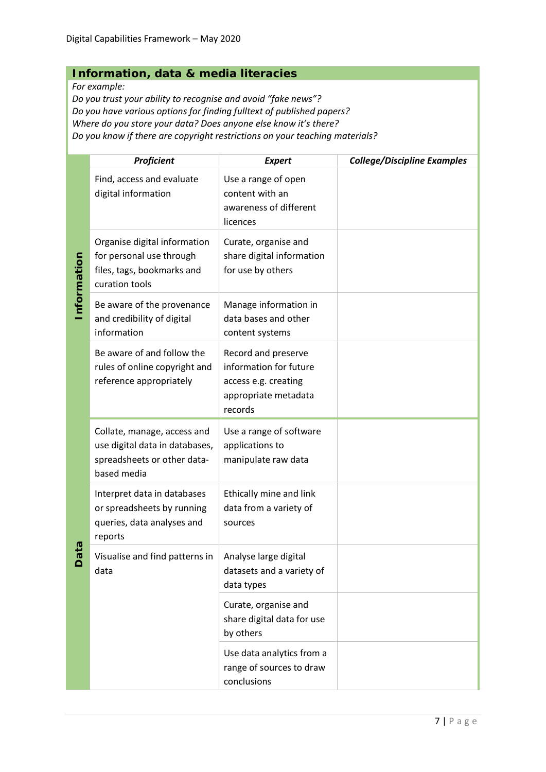## Information, data & media literacies

*For example:*
*Do you trust your ability to recognise and avoid "fake news"?*
*Do you have various options for finding fulltext of published papers?*
*Where do you store your data? Does anyone else know it's there?*
*Do you know if there are copyright restrictions on your teaching materials?*

| | ***Proficient*** | ***Expert*** | ***College/Discipline Examples*** |
|---|---|---|---|
| **Information** | Find, access and evaluate digital information | Use a range of open content with an awareness of different licences | |
| | Organise digital information for personal use through files, tags, bookmarks and curation tools | Curate, organise and share digital information for use by others | |
| | Be aware of the provenance and credibility of digital information | Manage information in data bases and other content systems | |
| | Be aware of and follow the rules of online copyright and reference appropriately | Record and preserve information for future access e.g. creating appropriate metadata records | |
| **Data** | Collate, manage, access and use digital data in databases, spreadsheets or other data-based media | Use a range of software applications to manipulate raw data | |
| | Interpret data in databases or spreadsheets by running queries, data analyses and reports | Ethically mine and link data from a variety of sources | |
| | Visualise and find patterns in data | Analyse large digital datasets and a variety of data types | |
| | | Curate, organise and share digital data for use by others | |
| | | Use data analytics from a range of sources to draw conclusions | |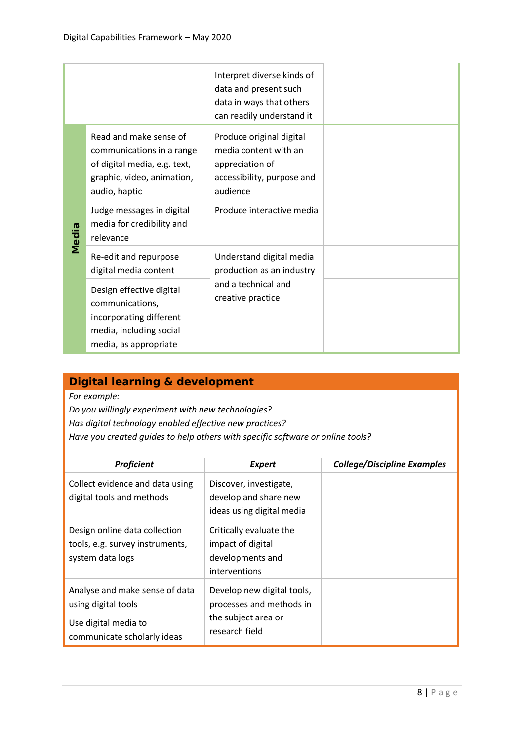| | | | |
|---|---|---|---|
| | | Interpret diverse kinds of data and present such data in ways that others can readily understand it | |
| **Media** | Read and make sense of communications in a range of digital media, e.g. text, graphic, video, animation, audio, haptic | Produce original digital media content with an appreciation of accessibility, purpose and audience | |
| | Judge messages in digital media for credibility and relevance | Produce interactive media | |
| | Re-edit and repurpose digital media content | Understand digital media production as an industry and a technical and creative practice | |
| | Design effective digital communications, incorporating different media, including social media, as appropriate | | |

## Digital learning & development

*For example:*
*Do you willingly experiment with new technologies?*
*Has digital technology enabled effective new practices?*
*Have you created guides to help others with specific software or online tools?*

| ***Proficient*** | ***Expert*** | ***College/Discipline Examples*** |
|---|---|---|
| Collect evidence and data using digital tools and methods | Discover, investigate, develop and share new ideas using digital media | |
| Design online data collection tools, e.g. survey instruments, system data logs | Critically evaluate the impact of digital developments and interventions | |
| Analyse and make sense of data using digital tools | Develop new digital tools, processes and methods in the subject area or research field | |
| Use digital media to communicate scholarly ideas | | |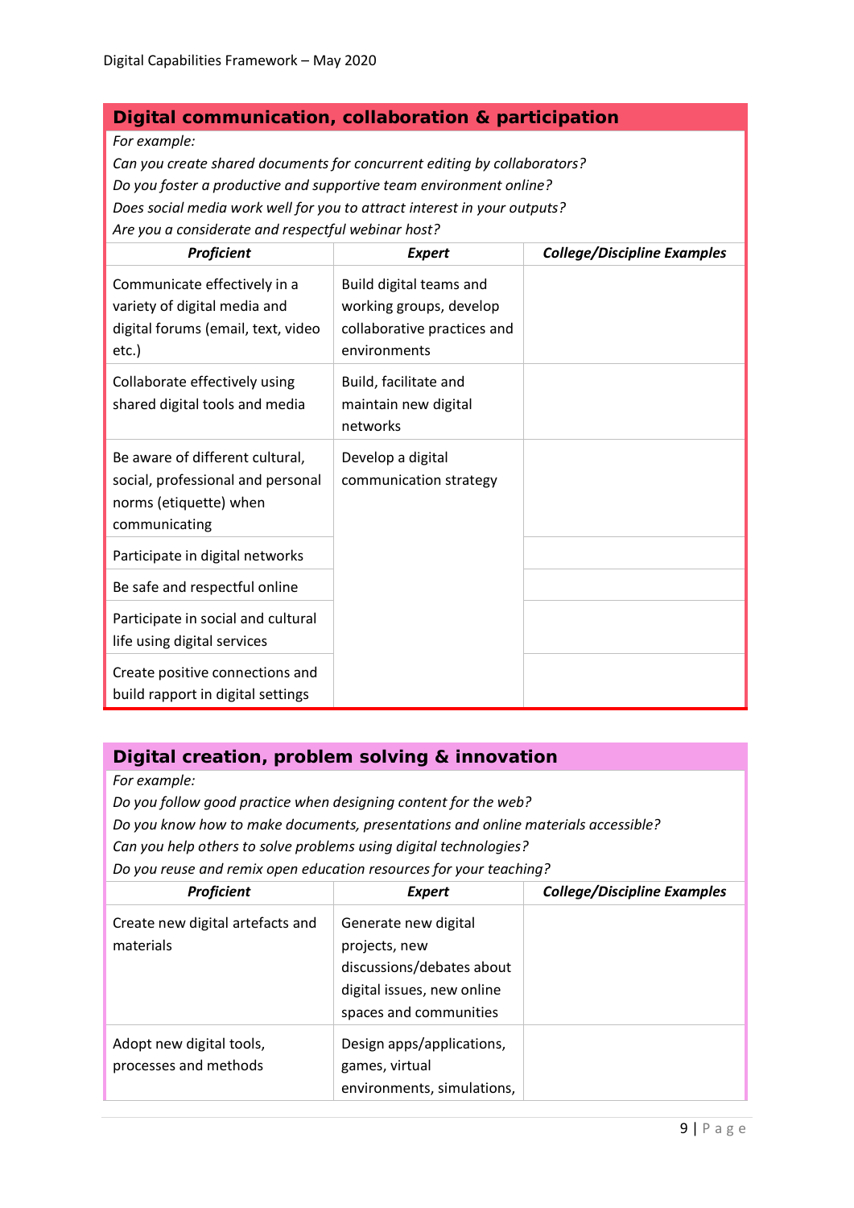## Digital communication, collaboration & participation

*For example:*
*Can you create shared documents for concurrent editing by collaborators?*
*Do you foster a productive and supportive team environment online?*
*Does social media work well for you to attract interest in your outputs?*
*Are you a considerate and respectful webinar host?*

| ***Proficient*** | ***Expert*** | ***College/Discipline Examples*** |
|---|---|---|
| Communicate effectively in a variety of digital media and digital forums (email, text, video etc.) | Build digital teams and working groups, develop collaborative practices and environments | |
| Collaborate effectively using shared digital tools and media | Build, facilitate and maintain new digital networks | |
| Be aware of different cultural, social, professional and personal norms (etiquette) when communicating | Develop a digital communication strategy | |
| Participate in digital networks | | |
| Be safe and respectful online | | |
| Participate in social and cultural life using digital services | | |
| Create positive connections and build rapport in digital settings | | |

## Digital creation, problem solving & innovation

*For example:*
*Do you follow good practice when designing content for the web?*
*Do you know how to make documents, presentations and online materials accessible?*
*Can you help others to solve problems using digital technologies?*
*Do you reuse and remix open education resources for your teaching?*

| ***Proficient*** | ***Expert*** | ***College/Discipline Examples*** |
|---|---|---|
| Create new digital artefacts and materials | Generate new digital projects, new discussions/debates about digital issues, new online spaces and communities | |
| Adopt new digital tools, processes and methods | Design apps/applications, games, virtual environments, simulations, | |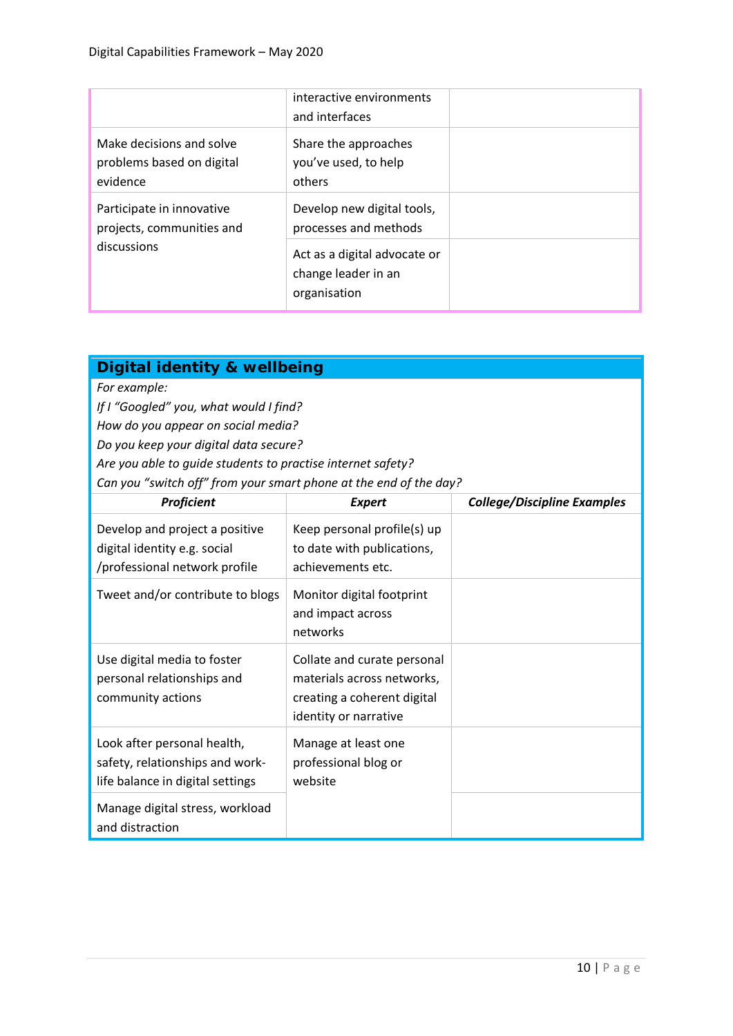| | | |
|---|---|---|
| | interactive environments and interfaces | |
| Make decisions and solve problems based on digital evidence | Share the approaches you've used, to help others | |
| Participate in innovative projects, communities and discussions | Develop new digital tools, processes and methods | |
| | Act as a digital advocate or change leader in an organisation | |

## Digital identity & wellbeing

*For example:*
*If I "Googled" you, what would I find?*
*How do you appear on social media?*
*Do you keep your digital data secure?*
*Are you able to guide students to practise internet safety?*
*Can you "switch off" from your smart phone at the end of the day?*

| ***Proficient*** | ***Expert*** | ***College/Discipline Examples*** |
|---|---|---|
| Develop and project a positive digital identity e.g. social /professional network profile | Keep personal profile(s) up to date with publications, achievements etc. | |
| Tweet and/or contribute to blogs | Monitor digital footprint and impact across networks | |
| Use digital media to foster personal relationships and community actions | Collate and curate personal materials across networks, creating a coherent digital identity or narrative | |
| Look after personal health, safety, relationships and work-life balance in digital settings | Manage at least one professional blog or website | |
| Manage digital stress, workload and distraction | | |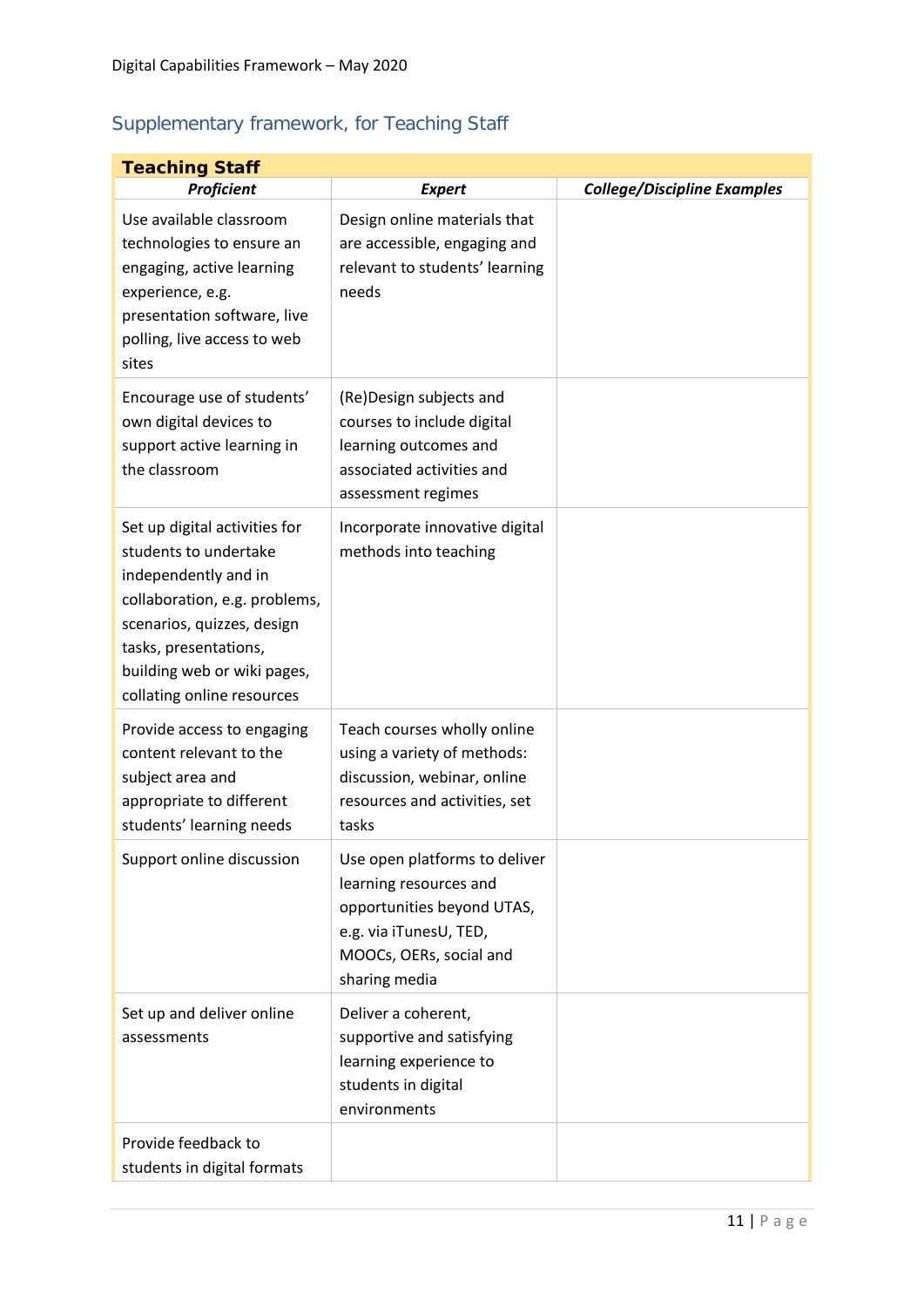## Supplementary framework, for Teaching Staff

| **Teaching Staff** | | |
|---|---|---|
| ***Proficient*** | ***Expert*** | ***College/Discipline Examples*** |
| Use available classroom technologies to ensure an engaging, active learning experience, e.g. presentation software, live polling, live access to web sites | Design online materials that are accessible, engaging and relevant to students' learning needs | |
| Encourage use of students' own digital devices to support active learning in the classroom | (Re)Design subjects and courses to include digital learning outcomes and associated activities and assessment regimes | |
| Set up digital activities for students to undertake independently and in collaboration, e.g. problems, scenarios, quizzes, design tasks, presentations, building web or wiki pages, collating online resources | Incorporate innovative digital methods into teaching | |
| Provide access to engaging content relevant to the subject area and appropriate to different students' learning needs | Teach courses wholly online using a variety of methods: discussion, webinar, online resources and activities, set tasks | |
| Support online discussion | Use open platforms to deliver learning resources and opportunities beyond UTAS, e.g. via iTunesU, TED, MOOCs, OERs, social and sharing media | |
| Set up and deliver online assessments | Deliver a coherent, supportive and satisfying learning experience to students in digital environments | |
| Provide feedback to students in digital formats | | |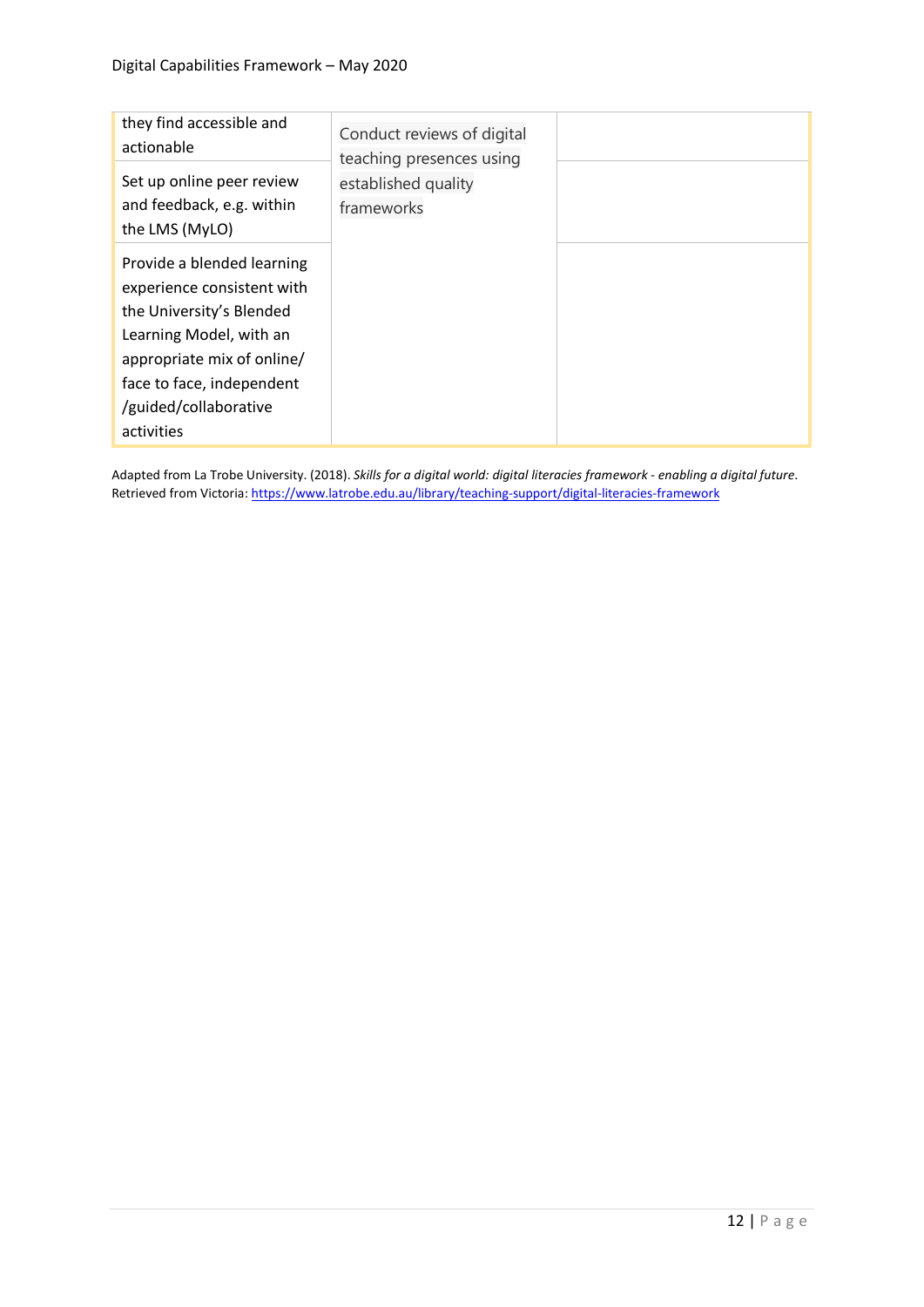| | | |
|---|---|---|
| they find accessible and actionable | Conduct reviews of digital teaching presences using established quality frameworks | |
| Set up online peer review and feedback, e.g. within the LMS (MyLO) | | |
| Provide a blended learning experience consistent with the University's Blended Learning Model, with an appropriate mix of online/ face to face, independent /guided/collaborative activities | | |

Adapted from La Trobe University. (2018). *Skills for a digital world: digital literacies framework - enabling a digital future*. Retrieved from Victoria: https://www.latrobe.edu.au/library/teaching-support/digital-literacies-framework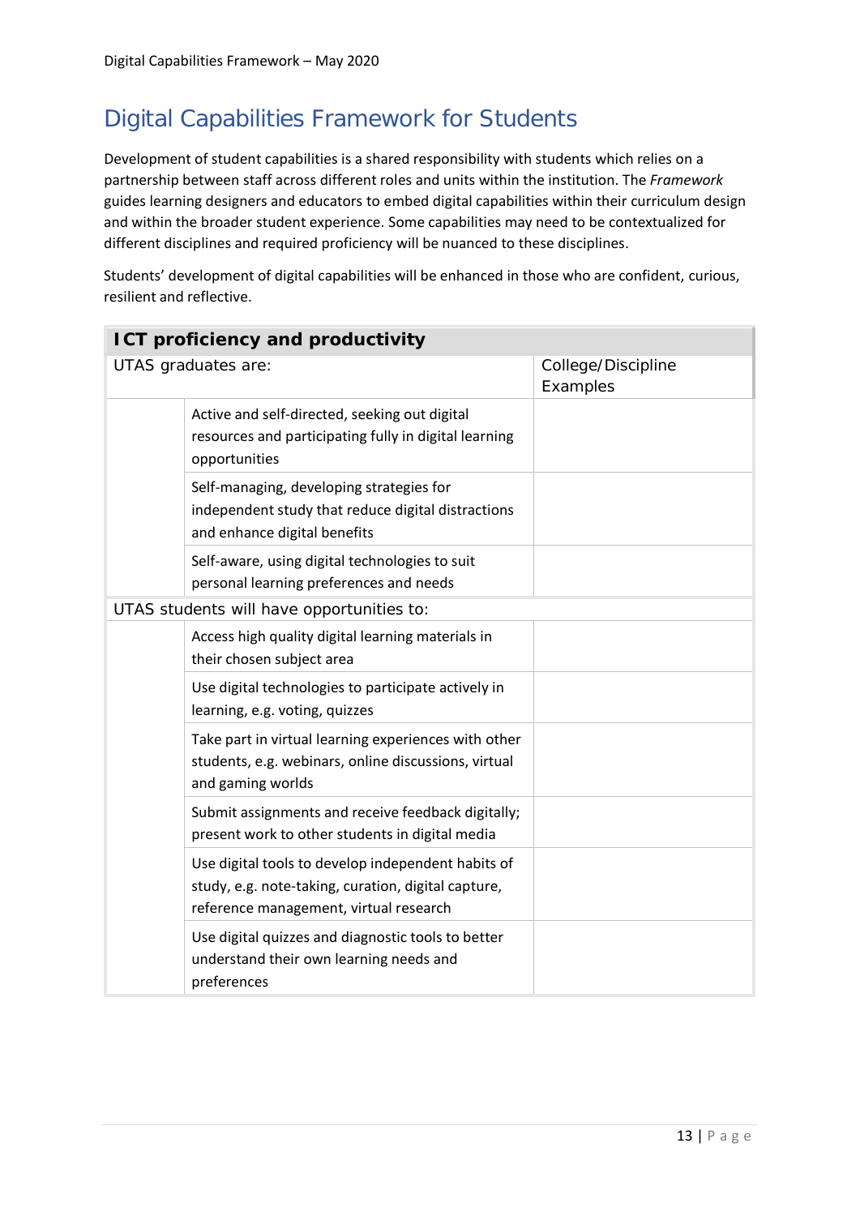# Digital Capabilities Framework for Students

Development of student capabilities is a shared responsibility with students which relies on a partnership between staff across different roles and units within the institution. The *Framework* guides learning designers and educators to embed digital capabilities within their curriculum design and within the broader student experience. Some capabilities may need to be contextualized for different disciplines and required proficiency will be nuanced to these disciplines.

Students' development of digital capabilities will be enhanced in those who are confident, curious, resilient and reflective.

| **ICT proficiency and productivity** | | |
|---|---|---|
| UTAS graduates are: | | College/Discipline Examples |
| | Active and self-directed, seeking out digital resources and participating fully in digital learning opportunities | |
| | Self-managing, developing strategies for independent study that reduce digital distractions and enhance digital benefits | |
| | Self-aware, using digital technologies to suit personal learning preferences and needs | |
| UTAS students will have opportunities to: | | |
| | Access high quality digital learning materials in their chosen subject area | |
| | Use digital technologies to participate actively in learning, e.g. voting, quizzes | |
| | Take part in virtual learning experiences with other students, e.g. webinars, online discussions, virtual and gaming worlds | |
| | Submit assignments and receive feedback digitally; present work to other students in digital media | |
| | Use digital tools to develop independent habits of study, e.g. note-taking, curation, digital capture, reference management, virtual research | |
| | Use digital quizzes and diagnostic tools to better understand their own learning needs and preferences | |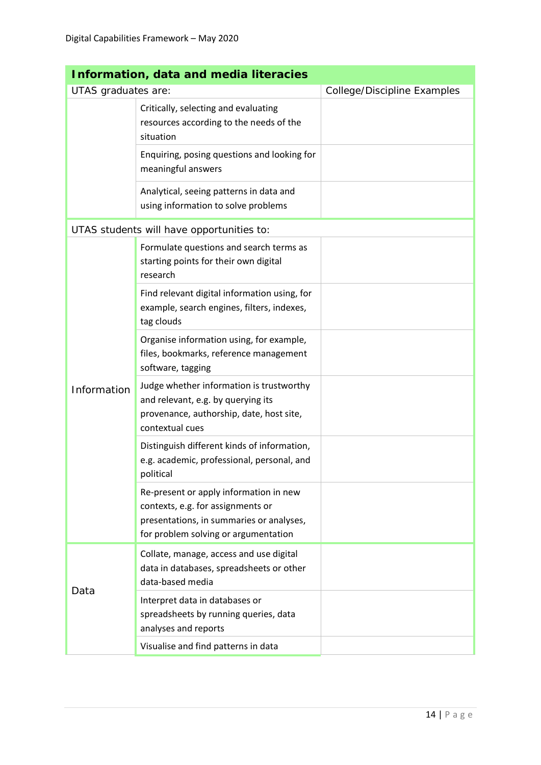| Information, data and media literacies | | |
|---|---|---|
| **UTAS graduates are:** | | **College/Discipline Examples** |
| | Critically, selecting and evaluating resources according to the needs of the situation | |
| | Enquiring, posing questions and looking for meaningful answers | |
| | Analytical, seeing patterns in data and using information to solve problems | |
| **UTAS students will have opportunities to:** | | |
| Information | Formulate questions and search terms as starting points for their own digital research | |
| | Find relevant digital information using, for example, search engines, filters, indexes, tag clouds | |
| | Organise information using, for example, files, bookmarks, reference management software, tagging | |
| | Judge whether information is trustworthy and relevant, e.g. by querying its provenance, authorship, date, host site, contextual cues | |
| | Distinguish different kinds of information, e.g. academic, professional, personal, and political | |
| | Re-present or apply information in new contexts, e.g. for assignments or presentations, in summaries or analyses, for problem solving or argumentation | |
| Data | Collate, manage, access and use digital data in databases, spreadsheets or other data-based media | |
| | Interpret data in databases or spreadsheets by running queries, data analyses and reports | |
| | Visualise and find patterns in data | |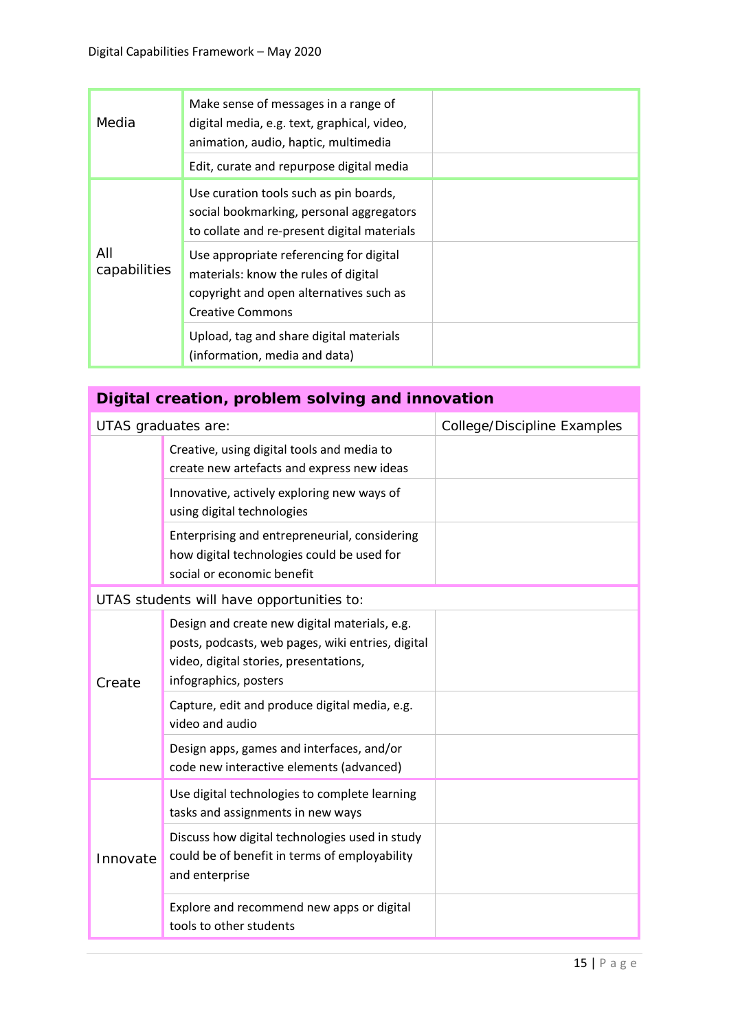| | | |
|---|---|---|
| Media | Make sense of messages in a range of digital media, e.g. text, graphical, video, animation, audio, haptic, multimedia | |
| | Edit, curate and repurpose digital media | |
| All capabilities | Use curation tools such as pin boards, social bookmarking, personal aggregators to collate and re-present digital materials | |
| | Use appropriate referencing for digital materials: know the rules of digital copyright and open alternatives such as Creative Commons | |
| | Upload, tag and share digital materials (information, media and data) | |

| **Digital creation, problem solving and innovation** | | |
|---|---|---|
| UTAS graduates are: | | College/Discipline Examples |
| | Creative, using digital tools and media to create new artefacts and express new ideas | |
| | Innovative, actively exploring new ways of using digital technologies | |
| | Enterprising and entrepreneurial, considering how digital technologies could be used for social or economic benefit | |
| UTAS students will have opportunities to: | | |
| Create | Design and create new digital materials, e.g. posts, podcasts, web pages, wiki entries, digital video, digital stories, presentations, infographics, posters | |
| | Capture, edit and produce digital media, e.g. video and audio | |
| | Design apps, games and interfaces, and/or code new interactive elements (advanced) | |
| Innovate | Use digital technologies to complete learning tasks and assignments in new ways | |
| | Discuss how digital technologies used in study could be of benefit in terms of employability and enterprise | |
| | Explore and recommend new apps or digital tools to other students | |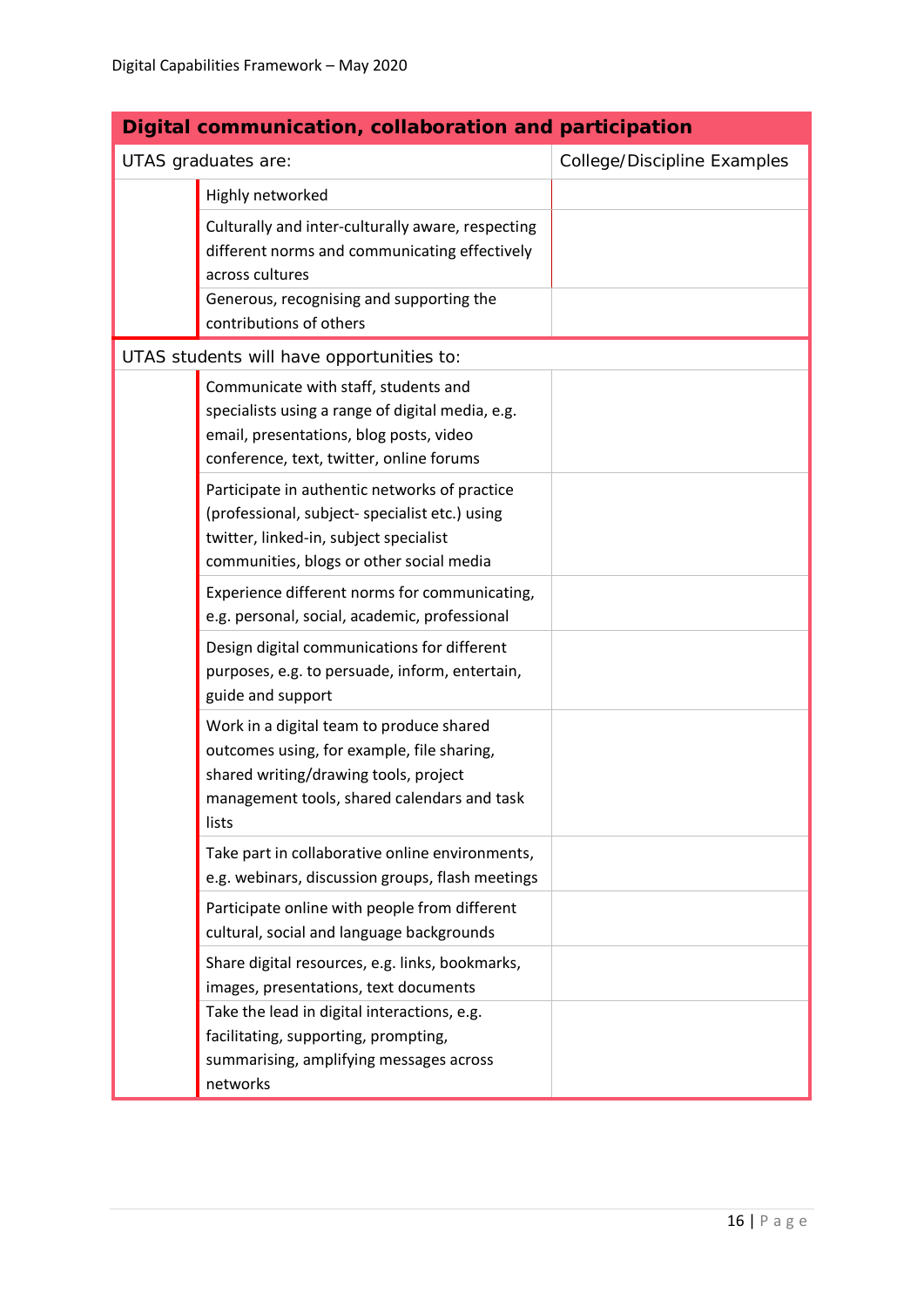| Digital communication, collaboration and participation | | |
|---|---|---|
| UTAS graduates are: | | College/Discipline Examples |
| | Highly networked | |
| | Culturally and inter-culturally aware, respecting different norms and communicating effectively across cultures | |
| | Generous, recognising and supporting the contributions of others | |
| UTAS students will have opportunities to: | | |
| | Communicate with staff, students and specialists using a range of digital media, e.g. email, presentations, blog posts, video conference, text, twitter, online forums | |
| | Participate in authentic networks of practice (professional, subject- specialist etc.) using twitter, linked-in, subject specialist communities, blogs or other social media | |
| | Experience different norms for communicating, e.g. personal, social, academic, professional | |
| | Design digital communications for different purposes, e.g. to persuade, inform, entertain, guide and support | |
| | Work in a digital team to produce shared outcomes using, for example, file sharing, shared writing/drawing tools, project management tools, shared calendars and task lists | |
| | Take part in collaborative online environments, e.g. webinars, discussion groups, flash meetings | |
| | Participate online with people from different cultural, social and language backgrounds | |
| | Share digital resources, e.g. links, bookmarks, images, presentations, text documents | |
| | Take the lead in digital interactions, e.g. facilitating, supporting, prompting, summarising, amplifying messages across networks | |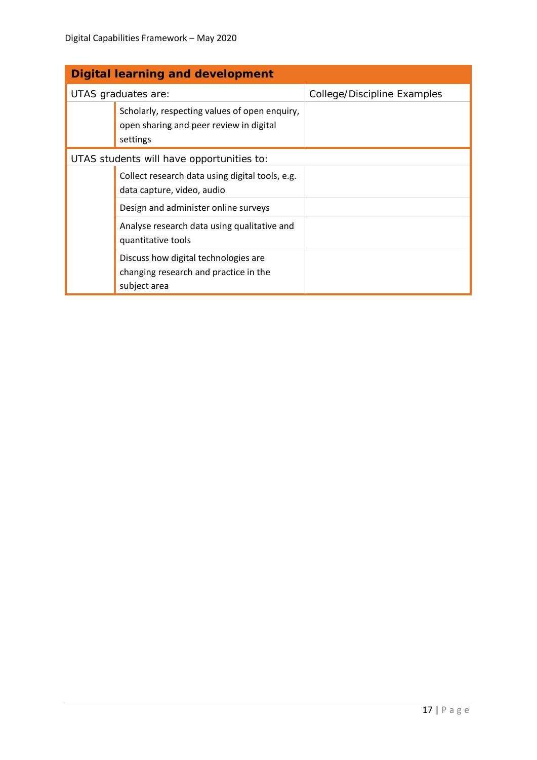| Digital learning and development | | |
|---|---|---|
| UTAS graduates are: | | College/Discipline Examples |
| | Scholarly, respecting values of open enquiry, open sharing and peer review in digital settings | |
| UTAS students will have opportunities to: | | |
| | Collect research data using digital tools, e.g. data capture, video, audio | |
| | Design and administer online surveys | |
| | Analyse research data using qualitative and quantitative tools | |
| | Discuss how digital technologies are changing research and practice in the subject area | |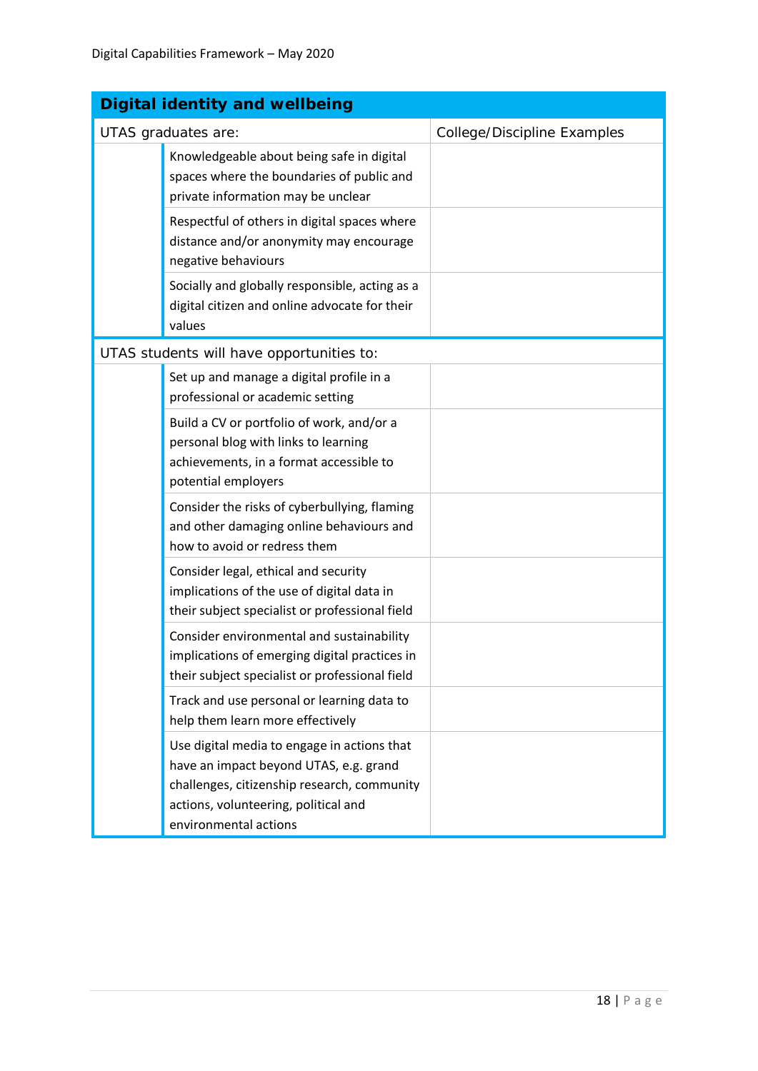| Digital identity and wellbeing | | |
|---|---|---|
| UTAS graduates are: | | College/Discipline Examples |
| | Knowledgeable about being safe in digital spaces where the boundaries of public and private information may be unclear | |
| | Respectful of others in digital spaces where distance and/or anonymity may encourage negative behaviours | |
| | Socially and globally responsible, acting as a digital citizen and online advocate for their values | |
| UTAS students will have opportunities to: | | |
| | Set up and manage a digital profile in a professional or academic setting | |
| | Build a CV or portfolio of work, and/or a personal blog with links to learning achievements, in a format accessible to potential employers | |
| | Consider the risks of cyberbullying, flaming and other damaging online behaviours and how to avoid or redress them | |
| | Consider legal, ethical and security implications of the use of digital data in their subject specialist or professional field | |
| | Consider environmental and sustainability implications of emerging digital practices in their subject specialist or professional field | |
| | Track and use personal or learning data to help them learn more effectively | |
| | Use digital media to engage in actions that have an impact beyond UTAS, e.g. grand challenges, citizenship research, community actions, volunteering, political and environmental actions | |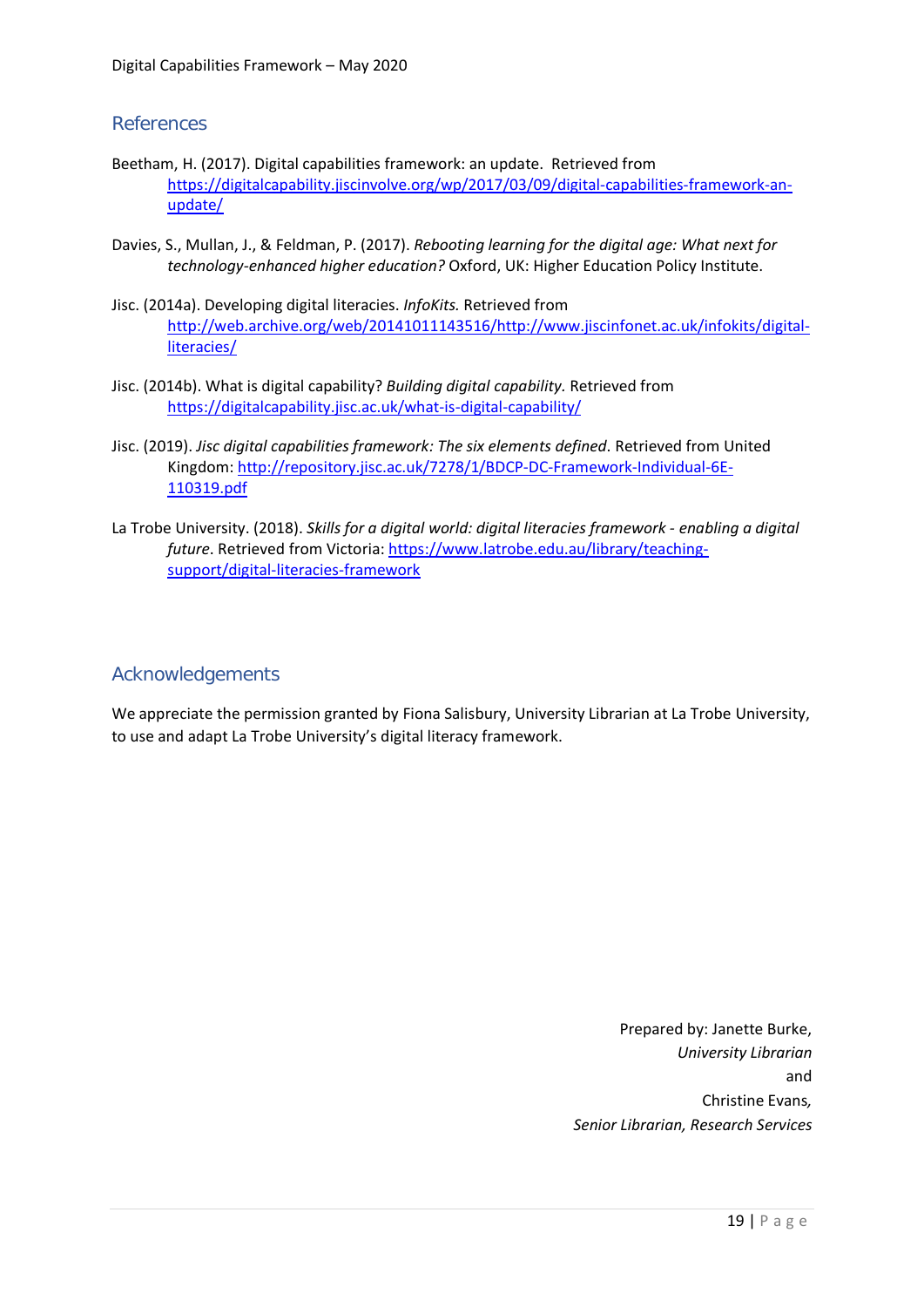## References

Beetham, H. (2017). Digital capabilities framework: an update. Retrieved from https://digitalcapability.jiscinvolve.org/wp/2017/03/09/digital-capabilities-framework-an-update/

Davies, S., Mullan, J., & Feldman, P. (2017). *Rebooting learning for the digital age: What next for technology-enhanced higher education?* Oxford, UK: Higher Education Policy Institute.

Jisc. (2014a). Developing digital literacies. *InfoKits.* Retrieved from http://web.archive.org/web/20141011143516/http://www.jiscinfonet.ac.uk/infokits/digital-literacies/

Jisc. (2014b). What is digital capability? *Building digital capability.* Retrieved from https://digitalcapability.jisc.ac.uk/what-is-digital-capability/

Jisc. (2019). *Jisc digital capabilities framework: The six elements defined*. Retrieved from United Kingdom: http://repository.jisc.ac.uk/7278/1/BDCP-DC-Framework-Individual-6E-110319.pdf

La Trobe University. (2018). *Skills for a digital world: digital literacies framework - enabling a digital future*. Retrieved from Victoria: https://www.latrobe.edu.au/library/teaching-support/digital-literacies-framework

## Acknowledgements

We appreciate the permission granted by Fiona Salisbury, University Librarian at La Trobe University, to use and adapt La Trobe University's digital literacy framework.

Prepared by: Janette Burke,
*University Librarian*
and
Christine Evans,
*Senior Librarian, Research Services*